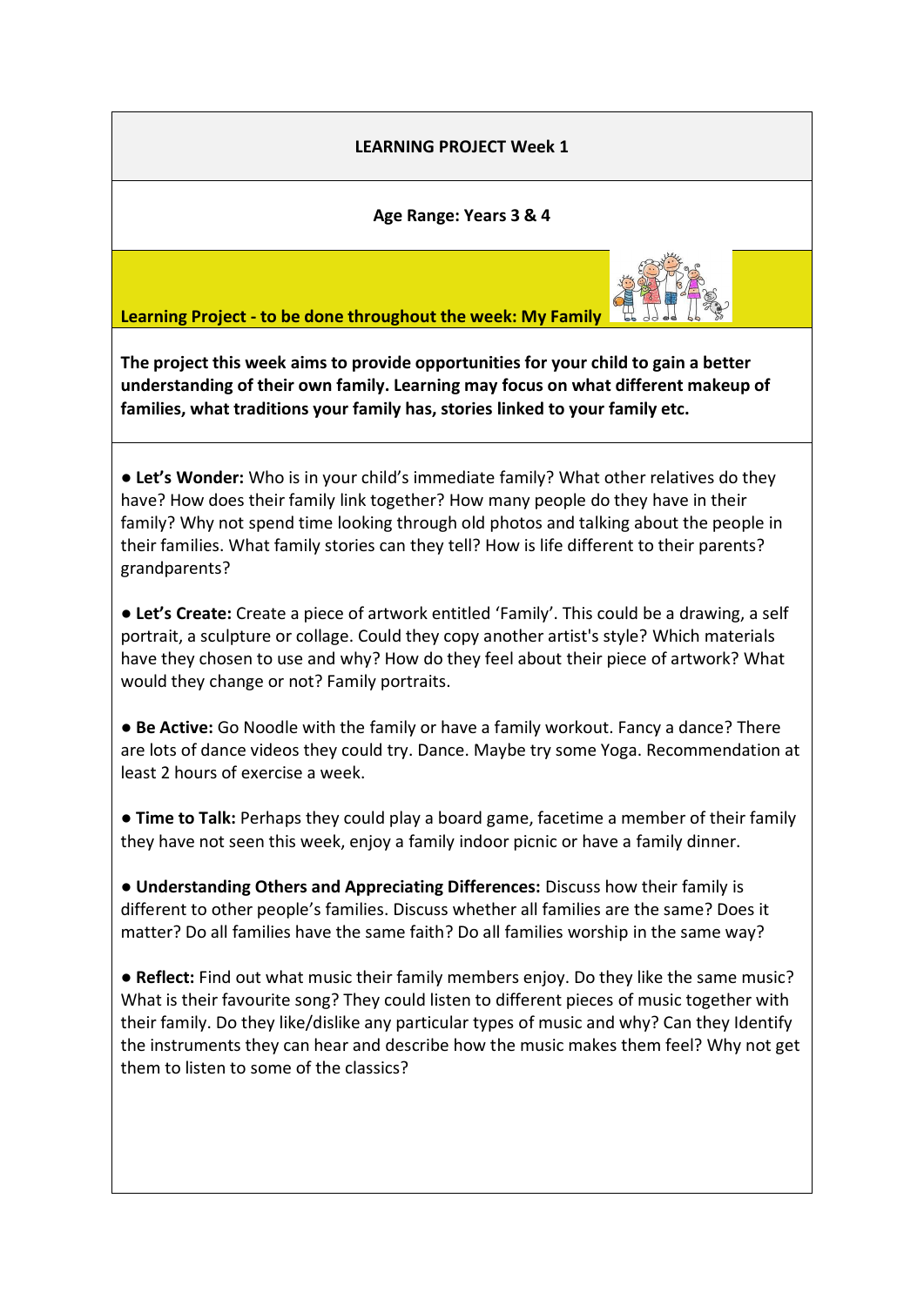**LEARNING PROJECT Week 1**

**Age Range: Years 3 & 4**

**Learning Project - to be done throughout the week: My Family**

**The project this week aims to provide opportunities for your child to gain a better understanding of their own family. Learning may focus on what different makeup of families, what traditions your family has, stories linked to your family etc.**

- **Let's Wonder:** Who is in your child's immediate family? What other relatives do they have? How does their family link together? How many people do they have in their family? Why not spend time looking through old photos and talking about the people in their families. What family stories can they tell? How is life different to their parents? grandparents?

- **Let's Create:** Create a piece of artwork entitled 'Family'. This could be a drawing, a self portrait, a sculpture or collage. Could they copy another artist's style? Which materials have they chosen to use and why? How do they feel about their piece of artwork? What would they change or not? Family portraits.

- **Be Active:** Go Noodle with the family or have a family workout. Fancy a dance? There are lots of dance videos they could try. Dance. Maybe try some Yoga. Recommendation at least 2 hours of exercise a week.

- **Time to Talk:** Perhaps they could play a board game, facetime a member of their family they have not seen this week, enjoy a family indoor picnic or have a family dinner.

- **Understanding Others and Appreciating Differences:** Discuss how their family is different to other people's families. Discuss whether all families are the same? Does it matter? Do all families have the same faith? Do all families worship in the same way?

- **Reflect:** Find out what music their family members enjoy. Do they like the same music? What is their favourite song? They could listen to different pieces of music together with their family. Do they like/dislike any particular types of music and why? Can they Identify the instruments they can hear and describe how the music makes them feel? Why not get them to listen to some of the classics?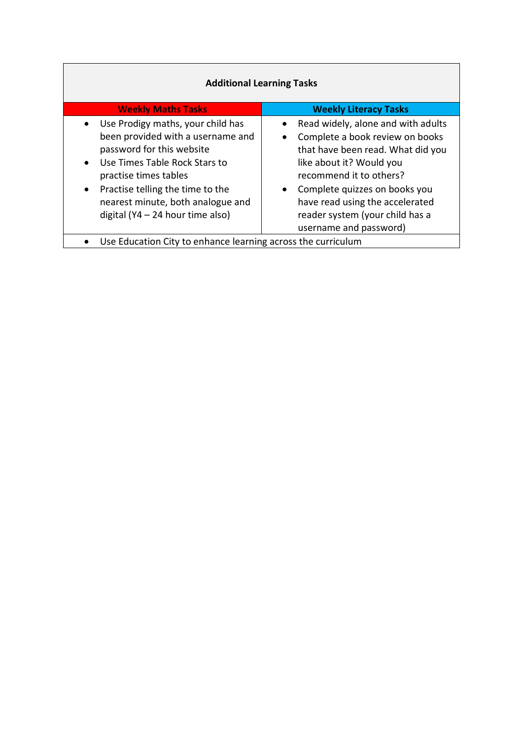| Additional Learning Tasks | |
|---|---|
| **Weekly Maths Tasks** | **Weekly Literacy Tasks** |
| • Use Prodigy maths, your child has been provided with a username and password for this website<br>• Use Times Table Rock Stars to practise times tables<br>• Practise telling the time to the nearest minute, both analogue and digital (Y4 – 24 hour time also) | • Read widely, alone and with adults<br>• Complete a book review on books that have been read. What did you like about it? Would you recommend it to others?<br>• Complete quizzes on books you have read using the accelerated reader system (your child has a username and password) |
| • Use Education City to enhance learning across the curriculum | |